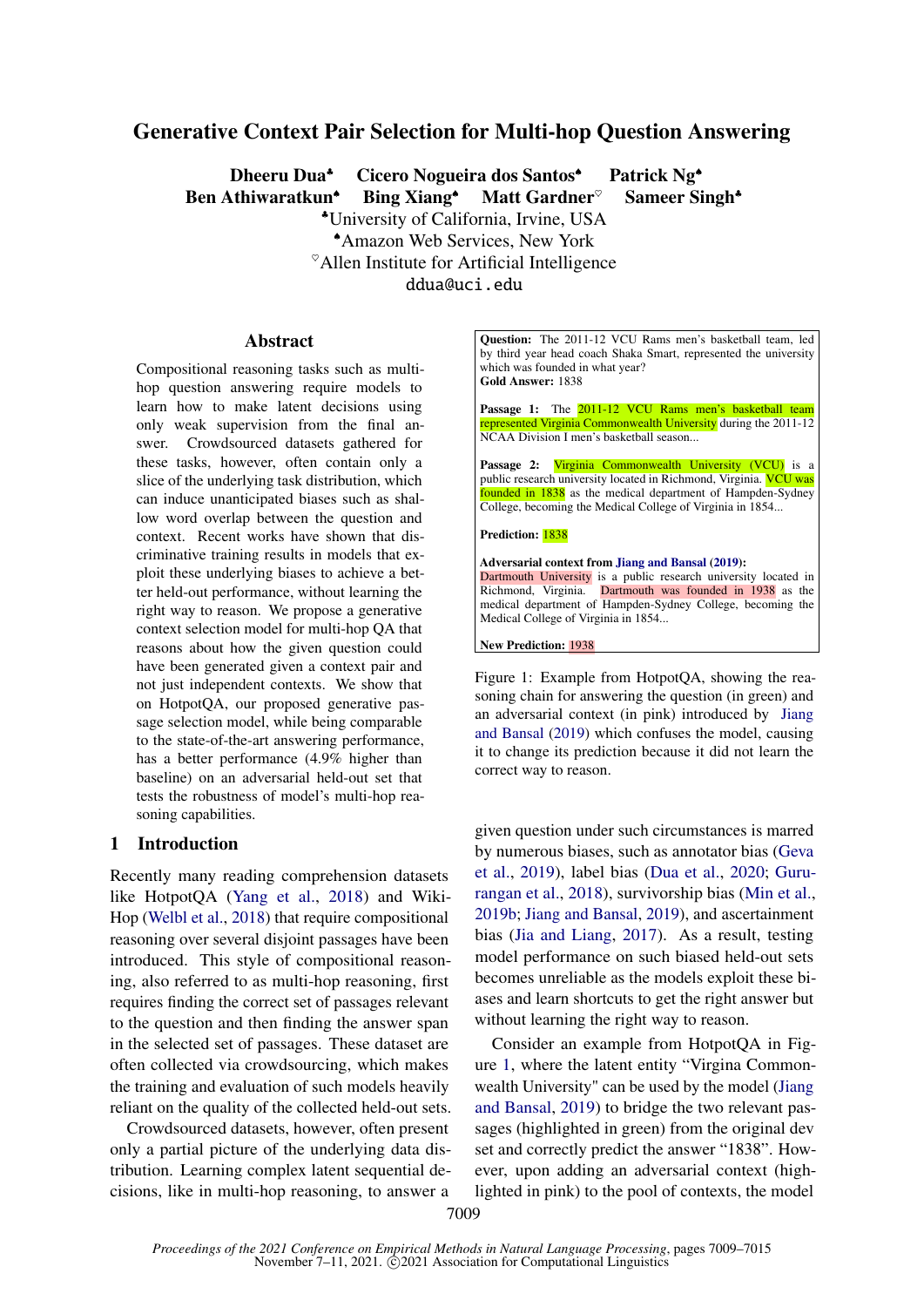# Generative Context Pair Selection for Multi-hop Question Answering

**Dheeru Dua[♣] Cicero Nogueira dos Santos[♠] Patrick Ng[♠]**
**Ben Athiwaratkun[♠] Bing Xiang[♠] Matt Gardner[♡] Sameer Singh[♣]**

[♣]University of California, Irvine, USA
[♠]Amazon Web Services, New York
[♡]Allen Institute for Artificial Intelligence
ddua@uci.edu

## Abstract

Compositional reasoning tasks such as multi-hop question answering require models to learn how to make latent decisions using only weak supervision from the final answer. Crowdsourced datasets gathered for these tasks, however, often contain only a slice of the underlying task distribution, which can induce unanticipated biases such as shallow word overlap between the question and context. Recent works have shown that discriminative training results in models that exploit these underlying biases to achieve a better held-out performance, without learning the right way to reason. We propose a generative context selection model for multi-hop QA that reasons about how the given question could have been generated given a context pair and not just independent contexts. We show that on HotpotQA, our proposed generative passage selection model, while being comparable to the state-of-the-art answering performance, has a better performance (4.9% higher than baseline) on an adversarial held-out set that tests the robustness of model's multi-hop reasoning capabilities.

## 1 Introduction

Recently many reading comprehension datasets like HotpotQA (Yang et al., 2018) and WikiHop (Welbl et al., 2018) that require compositional reasoning over several disjoint passages have been introduced. This style of compositional reasoning, also referred to as multi-hop reasoning, first requires finding the correct set of passages relevant to the question and then finding the answer span in the selected set of passages. These dataset are often collected via crowdsourcing, which makes the training and evaluation of such models heavily reliant on the quality of the collected held-out sets.

Crowdsourced datasets, however, often present only a partial picture of the underlying data distribution. Learning complex latent sequential decisions, like in multi-hop reasoning, to answer a given question under such circumstances is marred by numerous biases, such as annotator bias (Geva et al., 2019), label bias (Dua et al., 2020; Gururangan et al., 2018), survivorship bias (Min et al., 2019b; Jiang and Bansal, 2019), and ascertainment bias (Jia and Liang, 2017). As a result, testing model performance on such biased held-out sets becomes unreliable as the models exploit these biases and learn shortcuts to get the right answer but without learning the right way to reason.

**Question:** The 2011-12 VCU Rams men's basketball team, led by third year head coach Shaka Smart, represented the university which was founded in what year?
**Gold Answer:** 1838

**Passage 1:** The 2011-12 VCU Rams men's basketball team represented Virginia Commonwealth University during the 2011-12 NCAA Division I men's basketball season...

**Passage 2:** Virginia Commonwealth University (VCU) is a public research university located in Richmond, Virginia. VCU was founded in 1838 as the medical department of Hampden-Sydney College, becoming the Medical College of Virginia in 1854...

**Prediction:** 1838

**Adversarial context from Jiang and Bansal (2019):**
Dartmouth University is a public research university located in Richmond, Virginia. Dartmouth was founded in 1938 as the medical department of Hampden-Sydney College, becoming the Medical College of Virginia in 1854...

**New Prediction:** 1938

Figure 1: Example from HotpotQA, showing the reasoning chain for answering the question (in green) and an adversarial context (in pink) introduced by Jiang and Bansal (2019) which confuses the model, causing it to change its prediction because it did not learn the correct way to reason.

Consider an example from HotpotQA in Figure 1, where the latent entity "Virgina Commonwealth University" can be used by the model (Jiang and Bansal, 2019) to bridge the two relevant passages (highlighted in green) from the original dev set and correctly predict the answer "1838". However, upon adding an adversarial context (highlighted in pink) to the pool of contexts, the model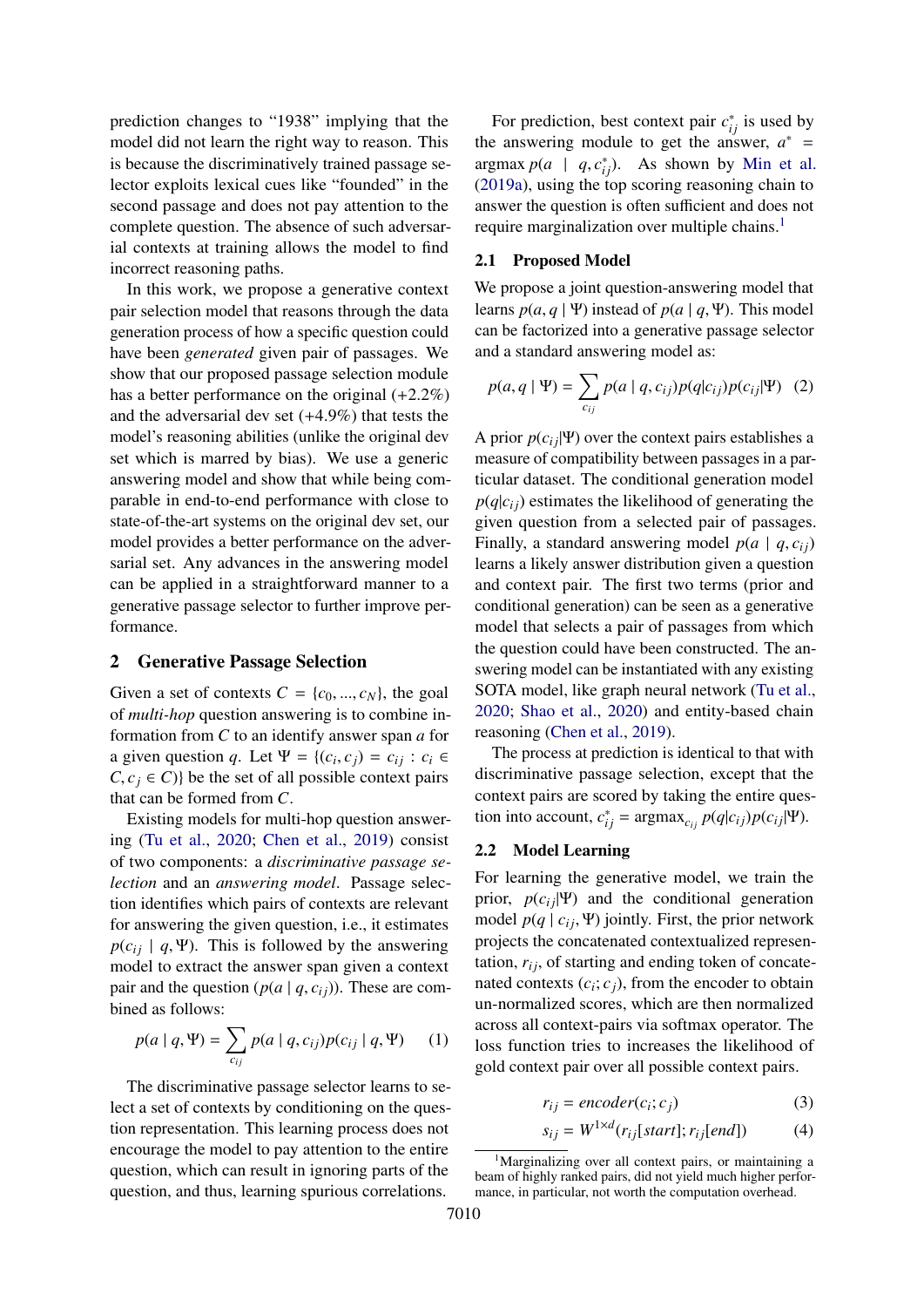prediction changes to "1938" implying that the model did not learn the right way to reason. This is because the discriminatively trained passage selector exploits lexical cues like "founded" in the second passage and does not pay attention to the complete question. The absence of such adversarial contexts at training allows the model to find incorrect reasoning paths.

In this work, we propose a generative context pair selection model that reasons through the data generation process of how a specific question could have been *generated* given pair of passages. We show that our proposed passage selection module has a better performance on the original (+2.2%) and the adversarial dev set (+4.9%) that tests the model's reasoning abilities (unlike the original dev set which is marred by bias). We use a generic answering model and show that while being comparable in end-to-end performance with close to state-of-the-art systems on the original dev set, our model provides a better performance on the adversarial set. Any advances in the answering model can be applied in a straightforward manner to a generative passage selector to further improve performance.

## 2 Generative Passage Selection

Given a set of contexts $C = \{c_0, ..., c_N\}$, the goal of *multi-hop* question answering is to combine information from $C$ to an identify answer span $a$ for a given question $q$. Let $\Psi = \{(c_i, c_j) = c_{ij} : c_i \in C, c_j \in C)\}$ be the set of all possible context pairs that can be formed from $C$.

Existing models for multi-hop question answering (Tu et al., 2020; Chen et al., 2019) consist of two components: a *discriminative passage selection* and an *answering model*. Passage selection identifies which pairs of contexts are relevant for answering the given question, i.e., it estimates $p(c_{ij} \mid q, \Psi)$. This is followed by the answering model to extract the answer span given a context pair and the question ($p(a \mid q, c_{ij})$). These are combined as follows:

$$p(a \mid q, \Psi) = \sum_{c_{ij}} p(a \mid q, c_{ij}) p(c_{ij} \mid q, \Psi) \quad (1)$$

The discriminative passage selector learns to select a set of contexts by conditioning on the question representation. This learning process does not encourage the model to pay attention to the entire question, which can result in ignoring parts of the question, and thus, learning spurious correlations.

For prediction, best context pair $c^*_{ij}$ is used by the answering module to get the answer, $a^* = \text{argmax}\, p(a \mid q, c^*_{ij})$. As shown by Min et al. (2019a), using the top scoring reasoning chain to answer the question is often sufficient and does not require marginalization over multiple chains.[1]

### 2.1 Proposed Model

We propose a joint question-answering model that learns $p(a, q \mid \Psi)$ instead of $p(a \mid q, \Psi)$. This model can be factorized into a generative passage selector and a standard answering model as:

$$p(a, q \mid \Psi) = \sum_{c_{ij}} p(a \mid q, c_{ij}) p(q|c_{ij}) p(c_{ij}|\Psi) \quad (2)$$

A prior $p(c_{ij}|\Psi)$ over the context pairs establishes a measure of compatibility between passages in a particular dataset. The conditional generation model $p(q|c_{ij})$ estimates the likelihood of generating the given question from a selected pair of passages. Finally, a standard answering model $p(a \mid q, c_{ij})$ learns a likely answer distribution given a question and context pair. The first two terms (prior and conditional generation) can be seen as a generative model that selects a pair of passages from which the question could have been constructed. The answering model can be instantiated with any existing SOTA model, like graph neural network (Tu et al., 2020; Shao et al., 2020) and entity-based chain reasoning (Chen et al., 2019).

The process at prediction is identical to that with discriminative passage selection, except that the context pairs are scored by taking the entire question into account, $c^*_{ij} = \text{argmax}_{c_{ij}}\, p(q|c_{ij}) p(c_{ij}|\Psi)$.

### 2.2 Model Learning

For learning the generative model, we train the prior, $p(c_{ij}|\Psi)$ and the conditional generation model $p(q \mid c_{ij}, \Psi)$ jointly. First, the prior network projects the concatenated contextualized representation, $r_{ij}$, of starting and ending token of concatenated contexts $(c_i; c_j)$, from the encoder to obtain un-normalized scores, which are then normalized across all context-pairs via softmax operator. The loss function tries to increases the likelihood of gold context pair over all possible context pairs.

$$r_{ij} = encoder(c_i; c_j) \quad (3)$$

$$s_{ij} = W^{1 \times d}(r_{ij}[start]; r_{ij}[end]) \quad (4)$$

[1] Marginalizing over all context pairs, or maintaining a beam of highly ranked pairs, did not yield much higher performance, in particular, not worth the computation overhead.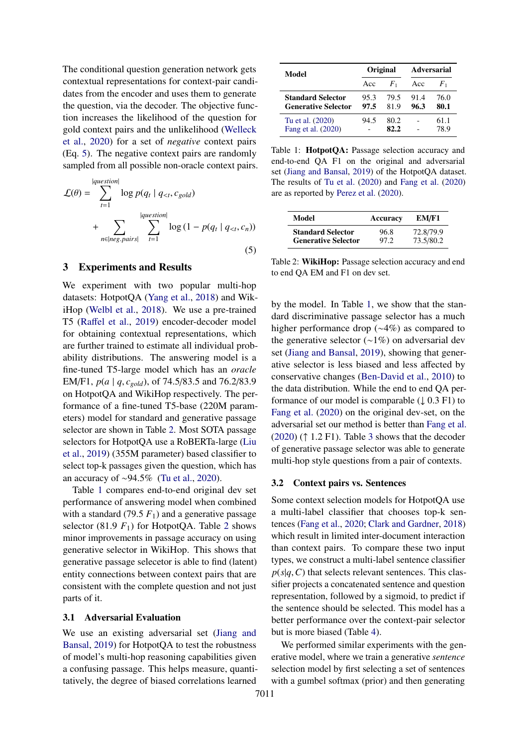The conditional question generation network gets contextual representations for context-pair candidates from the encoder and uses them to generate the question, via the decoder. The objective function increases the likelihood of the question for gold context pairs and the unlikelihood (Welleck et al., 2020) for a set of *negative* context pairs (Eq. 5). The negative context pairs are randomly sampled from all possible non-oracle context pairs.

$$\mathcal{L}(\theta) = \sum_{t=1}^{|question|} \log p(q_t \mid q_{<t}, c_{gold}) + \sum_{n \in |neg.pairs|} \sum_{t=1}^{|question|} \log\left(1 - p(q_t \mid q_{<t}, c_n)\right) \quad (5)$$

## 3 Experiments and Results

We experiment with two popular multi-hop datasets: HotpotQA (Yang et al., 2018) and WikiHop (Welbl et al., 2018). We use a pre-trained T5 (Raffel et al., 2019) encoder-decoder model for obtaining contextual representations, which are further trained to estimate all individual probability distributions. The answering model is a fine-tuned T5-large model which has an *oracle* EM/F1, $p(a \mid q, c_{gold})$, of 74.5/83.5 and 76.2/83.9 on HotpotQA and WikiHop respectively. The performance of a fine-tuned T5-base (220M parameters) model for standard and generative passage selector are shown in Table 2. Most SOTA passage selectors for HotpotQA use a RoBERTa-large (Liu et al., 2019) (355M parameter) based classifier to select top-k passages given the question, which has an accuracy of ~94.5% (Tu et al., 2020).

Table 1 compares end-to-end original dev set performance of answering model when combined with a standard (79.5 $F_1$) and a generative passage selector (81.9 $F_1$) for HotpotQA. Table 2 shows minor improvements in passage accuracy on using generative selector in WikiHop. This shows that generative passage selecetor is able to find (latent) entity connections between context pairs that are consistent with the complete question and not just parts of it.

| Model | Original | | Adversarial | |
|---|---|---|---|---|
| | Acc | $F_1$ | Acc | $F_1$ |
| Standard Selector | 95.3 | 79.5 | 91.4 | 76.0 |
| Generative Selector | **97.5** | 81.9 | **96.3** | **80.1** |
| Tu et al. (2020) | 94.5 | 80.2 | - | 61.1 |
| Fang et al. (2020) | - | **82.2** | - | 78.9 |

Table 1: **HotpotQA:** Passage selection accuracy and end-to-end QA F1 on the original and adversarial set (Jiang and Bansal, 2019) of the HotpotQA dataset. The results of Tu et al. (2020) and Fang et al. (2020) are as reported by Perez et al. (2020).

| Model | Accuracy | EM/F1 |
|---|---|---|
| Standard Selector | 96.8 | 72.8/79.9 |
| Generative Selector | 97.2 | 73.5/80.2 |

Table 2: **WikiHop:** Passage selection accuracy and end to end QA EM and F1 on dev set.

### 3.1 Adversarial Evaluation

We use an existing adversarial set (Jiang and Bansal, 2019) for HotpotQA to test the robustness of model's multi-hop reasoning capabilities given a confusing passage. This helps measure, quantitatively, the degree of biased correlations learned by the model. In Table 1, we show that the standard discriminative passage selector has a much higher performance drop (~4%) as compared to the generative selector (~1%) on adversarial dev set (Jiang and Bansal, 2019), showing that generative selector is less biased and less affected by conservative changes (Ben-David et al., 2010) to the data distribution. While the end to end QA performance of our model is comparable (↓ 0.3 F1) to Fang et al. (2020) on the original dev-set, on the adversarial set our method is better than Fang et al. (2020) (↑ 1.2 F1). Table 3 shows that the decoder of generative passage selector was able to generate multi-hop style questions from a pair of contexts.

### 3.2 Context pairs vs. Sentences

Some context selection models for HotpotQA use a multi-label classifier that chooses top-k sentences (Fang et al., 2020; Clark and Gardner, 2018) which result in limited inter-document interaction than context pairs. To compare these two input types, we construct a multi-label sentence classifier $p(s|q, C)$ that selects relevant sentences. This classifier projects a concatenated sentence and question representation, followed by a sigmoid, to predict if the sentence should be selected. This model has a better performance over the context-pair selector but is more biased (Table 4).

We performed similar experiments with the generative model, where we train a generative *sentence* selection model by first selecting a set of sentences with a gumbel softmax (prior) and then generating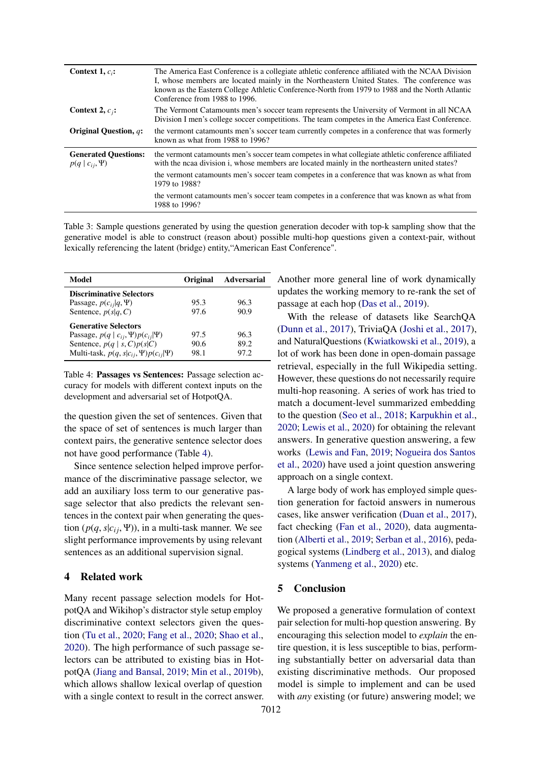| | |
|---|---|
| **Context 1, $c_i$:** | The America East Conference is a collegiate athletic conference affiliated with the NCAA Division I, whose members are located mainly in the Northeastern United States. The conference was known as the Eastern College Athletic Conference-North from 1979 to 1988 and the North Atlantic Conference from 1988 to 1996. |
| **Context 2, $c_j$:** | The Vermont Catamounts men's soccer team represents the University of Vermont in all NCAA Division I men's college soccer competitions. The team competes in the America East Conference. |
| **Original Question, $q$:** | the vermont catamounts men's soccer team currently competes in a conference that was formerly known as what from 1988 to 1996? |
| **Generated Questions:** $p(q \mid c_{ij}, \Psi)$ | the vermont catamounts men's soccer team competes in what collegiate athletic conference affiliated with the ncaa division i, whose members are located mainly in the northeastern united states? |
| | the vermont catamounts men's soccer team competes in a conference that was known as what from 1979 to 1988? |
| | the vermont catamounts men's soccer team competes in a conference that was known as what from 1988 to 1996? |

Table 3: Sample questions generated by using the question generation decoder with top-k sampling show that the generative model is able to construct (reason about) possible multi-hop questions given a context-pair, without lexically referencing the latent (bridge) entity,"American East Conference".

| Model | Original | Adversarial |
|---|---|---|
| **Discriminative Selectors** | | |
| Passage, $p(c_{ij} \mid q, \Psi)$ | 95.3 | 96.3 |
| Sentence, $p(s \mid q, C)$ | 97.6 | 90.9 |
| **Generative Selectors** | | |
| Passage, $p(q \mid c_{ij}, \Psi) p(c_{ij} \mid \Psi)$ | 97.5 | 96.3 |
| Sentence, $p(q \mid s, C) p(s \mid C)$ | 90.6 | 89.2 |
| Multi-task, $p(q, s \mid c_{ij}, \Psi) p(c_{ij} \mid \Psi)$ | 98.1 | 97.2 |

Table 4: **Passages vs Sentences:** Passage selection accuracy for models with different context inputs on the development and adversarial set of HotpotQA.

the question given the set of sentences. Given that the space of set of sentences is much larger than context pairs, the generative sentence selector does not have good performance (Table 4).

Since sentence selection helped improve performance of the discriminative passage selector, we add an auxiliary loss term to our generative passage selector that also predicts the relevant sentences in the context pair when generating the question ($p(q, s \mid c_{ij}, \Psi)$), in a multi-task manner. We see slight performance improvements by using relevant sentences as an additional supervision signal.

## 4 Related work

Many recent passage selection models for HotpotQA and Wikihop's distractor style setup employ discriminative context selectors given the question (Tu et al., 2020; Fang et al., 2020; Shao et al., 2020). The high performance of such passage selectors can be attributed to existing bias in HotpotQA (Jiang and Bansal, 2019; Min et al., 2019b), which allows shallow lexical overlap of question with a single context to result in the correct answer. Another more general line of work dynamically updates the working memory to re-rank the set of passage at each hop (Das et al., 2019).

With the release of datasets like SearchQA (Dunn et al., 2017), TriviaQA (Joshi et al., 2017), and NaturalQuestions (Kwiatkowski et al., 2019), a lot of work has been done in open-domain passage retrieval, especially in the full Wikipedia setting. However, these questions do not necessarily require multi-hop reasoning. A series of work has tried to match a document-level summarized embedding to the question (Seo et al., 2018; Karpukhin et al., 2020; Lewis et al., 2020) for obtaining the relevant answers. In generative question answering, a few works (Lewis and Fan, 2019; Nogueira dos Santos et al., 2020) have used a joint question answering approach on a single context.

A large body of work has employed simple question generation for factoid answers in numerous cases, like answer verification (Duan et al., 2017), fact checking (Fan et al., 2020), data augmentation (Alberti et al., 2019; Serban et al., 2016), pedagogical systems (Lindberg et al., 2013), and dialog systems (Yanmeng et al., 2020) etc.

## 5 Conclusion

We proposed a generative formulation of context pair selection for multi-hop question answering. By encouraging this selection model to *explain* the entire question, it is less susceptible to bias, performing substantially better on adversarial data than existing discriminative methods. Our proposed model is simple to implement and can be used with *any* existing (or future) answering model; we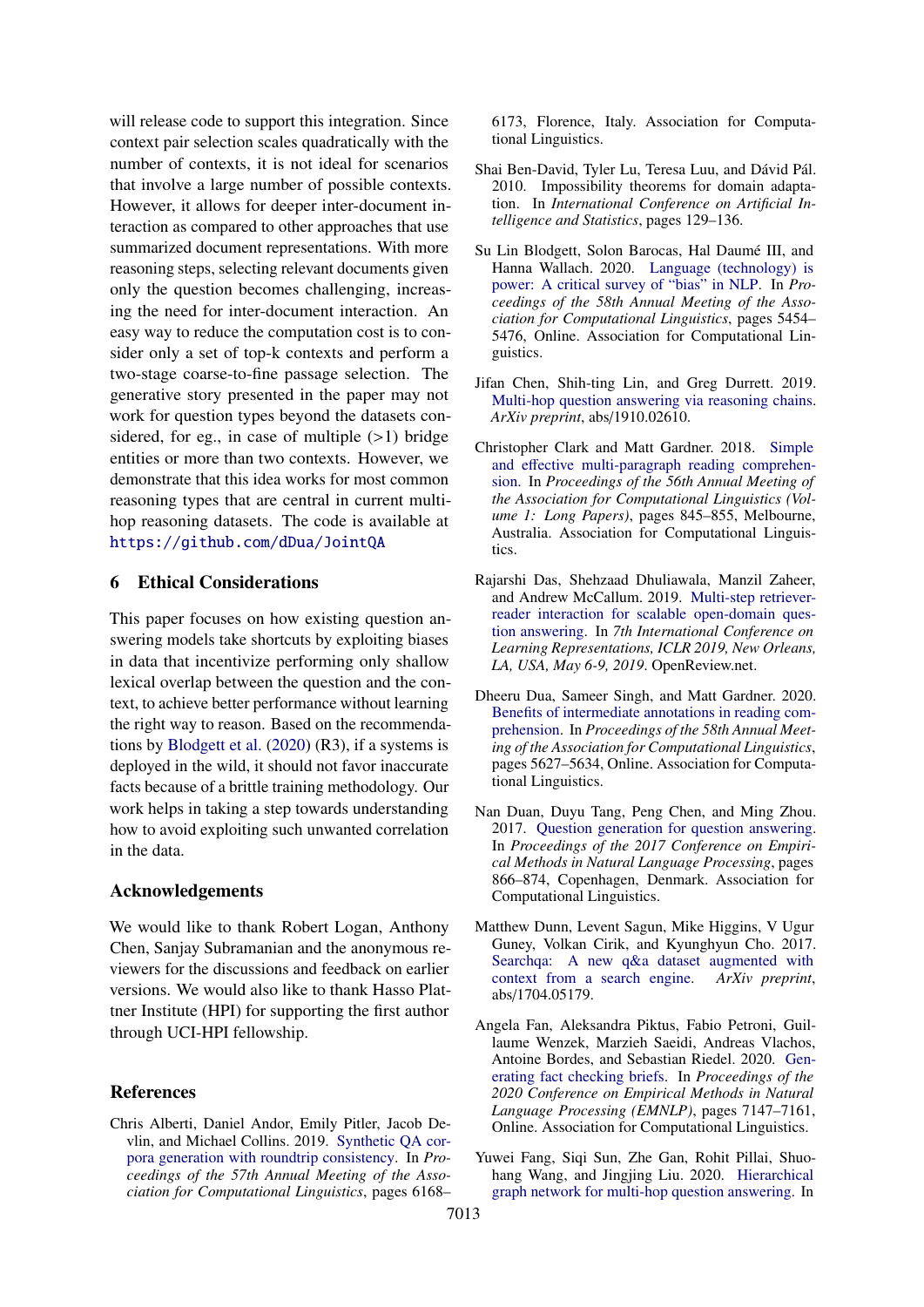will release code to support this integration. Since context pair selection scales quadratically with the number of contexts, it is not ideal for scenarios that involve a large number of possible contexts. However, it allows for deeper inter-document interaction as compared to other approaches that use summarized document representations. With more reasoning steps, selecting relevant documents given only the question becomes challenging, increasing the need for inter-document interaction. An easy way to reduce the computation cost is to consider only a set of top-k contexts and perform a two-stage coarse-to-fine passage selection. The generative story presented in the paper may not work for question types beyond the datasets considered, for eg., in case of multiple (>1) bridge entities or more than two contexts. However, we demonstrate that this idea works for most common reasoning types that are central in current multi-hop reasoning datasets. The code is available at https://github.com/dDua/JointQA

## 6 Ethical Considerations

This paper focuses on how existing question answering models take shortcuts by exploiting biases in data that incentivize performing only shallow lexical overlap between the question and the context, to achieve better performance without learning the right way to reason. Based on the recommendations by Blodgett et al. (2020) (R3), if a systems is deployed in the wild, it should not favor inaccurate facts because of a brittle training methodology. Our work helps in taking a step towards understanding how to avoid exploiting such unwanted correlation in the data.

## Acknowledgements

We would like to thank Robert Logan, Anthony Chen, Sanjay Subramanian and the anonymous reviewers for the discussions and feedback on earlier versions. We would also like to thank Hasso Plattner Institute (HPI) for supporting the first author through UCI-HPI fellowship.

## References

Chris Alberti, Daniel Andor, Emily Pitler, Jacob Devlin, and Michael Collins. 2019. Synthetic QA corpora generation with roundtrip consistency. In *Proceedings of the 57th Annual Meeting of the Association for Computational Linguistics*, pages 6168–6173, Florence, Italy. Association for Computational Linguistics.

Shai Ben-David, Tyler Lu, Teresa Luu, and Dávid Pál. 2010. Impossibility theorems for domain adaptation. In *International Conference on Artificial Intelligence and Statistics*, pages 129–136.

Su Lin Blodgett, Solon Barocas, Hal Daumé III, and Hanna Wallach. 2020. Language (technology) is power: A critical survey of "bias" in NLP. In *Proceedings of the 58th Annual Meeting of the Association for Computational Linguistics*, pages 5454–5476, Online. Association for Computational Linguistics.

Jifan Chen, Shih-ting Lin, and Greg Durrett. 2019. Multi-hop question answering via reasoning chains. *ArXiv preprint*, abs/1910.02610.

Christopher Clark and Matt Gardner. 2018. Simple and effective multi-paragraph reading comprehension. In *Proceedings of the 56th Annual Meeting of the Association for Computational Linguistics (Volume 1: Long Papers)*, pages 845–855, Melbourne, Australia. Association for Computational Linguistics.

Rajarshi Das, Shehzaad Dhuliawala, Manzil Zaheer, and Andrew McCallum. 2019. Multi-step retriever-reader interaction for scalable open-domain question answering. In *7th International Conference on Learning Representations, ICLR 2019, New Orleans, LA, USA, May 6-9, 2019*. OpenReview.net.

Dheeru Dua, Sameer Singh, and Matt Gardner. 2020. Benefits of intermediate annotations in reading comprehension. In *Proceedings of the 58th Annual Meeting of the Association for Computational Linguistics*, pages 5627–5634, Online. Association for Computational Linguistics.

Nan Duan, Duyu Tang, Peng Chen, and Ming Zhou. 2017. Question generation for question answering. In *Proceedings of the 2017 Conference on Empirical Methods in Natural Language Processing*, pages 866–874, Copenhagen, Denmark. Association for Computational Linguistics.

Matthew Dunn, Levent Sagun, Mike Higgins, V Ugur Guney, Volkan Cirik, and Kyunghyun Cho. 2017. Searchqa: A new q&a dataset augmented with context from a search engine. *ArXiv preprint*, abs/1704.05179.

Angela Fan, Aleksandra Piktus, Fabio Petroni, Guillaume Wenzek, Marzieh Saeidi, Andreas Vlachos, Antoine Bordes, and Sebastian Riedel. 2020. Generating fact checking briefs. In *Proceedings of the 2020 Conference on Empirical Methods in Natural Language Processing (EMNLP)*, pages 7147–7161, Online. Association for Computational Linguistics.

Yuwei Fang, Siqi Sun, Zhe Gan, Rohit Pillai, Shuohang Wang, and Jingjing Liu. 2020. Hierarchical graph network for multi-hop question answering. In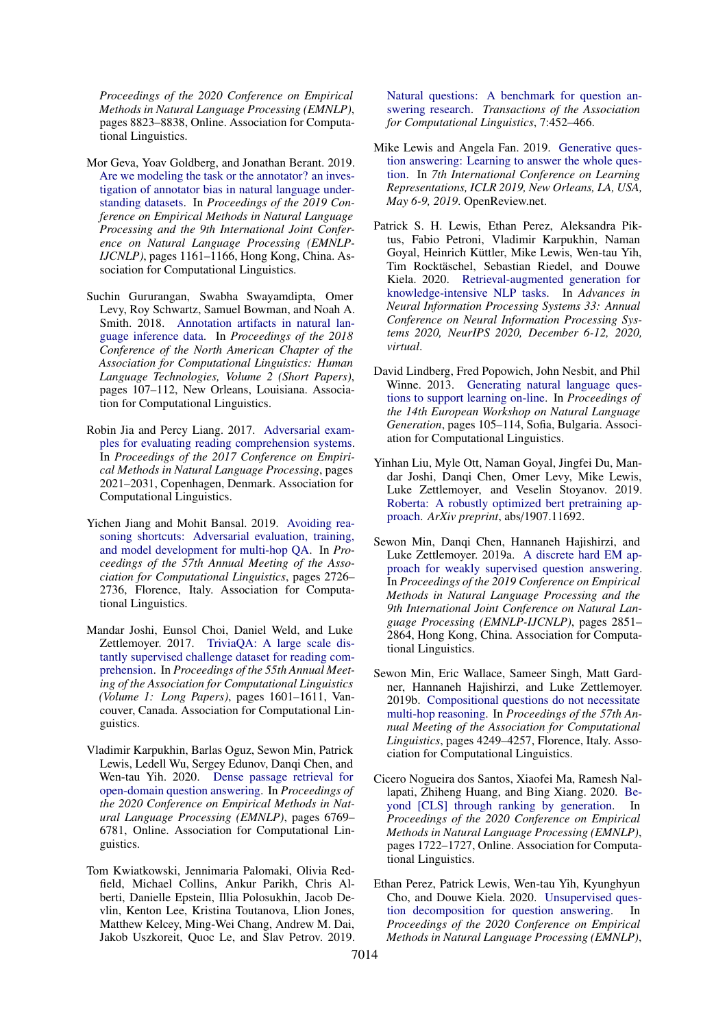*Proceedings of the 2020 Conference on Empirical Methods in Natural Language Processing (EMNLP)*, pages 8823–8838, Online. Association for Computational Linguistics.

Mor Geva, Yoav Goldberg, and Jonathan Berant. 2019. Are we modeling the task or the annotator? an investigation of annotator bias in natural language understanding datasets. In *Proceedings of the 2019 Conference on Empirical Methods in Natural Language Processing and the 9th International Joint Conference on Natural Language Processing (EMNLP-IJCNLP)*, pages 1161–1166, Hong Kong, China. Association for Computational Linguistics.

Suchin Gururangan, Swabha Swayamdipta, Omer Levy, Roy Schwartz, Samuel Bowman, and Noah A. Smith. 2018. Annotation artifacts in natural language inference data. In *Proceedings of the 2018 Conference of the North American Chapter of the Association for Computational Linguistics: Human Language Technologies, Volume 2 (Short Papers)*, pages 107–112, New Orleans, Louisiana. Association for Computational Linguistics.

Robin Jia and Percy Liang. 2017. Adversarial examples for evaluating reading comprehension systems. In *Proceedings of the 2017 Conference on Empirical Methods in Natural Language Processing*, pages 2021–2031, Copenhagen, Denmark. Association for Computational Linguistics.

Yichen Jiang and Mohit Bansal. 2019. Avoiding reasoning shortcuts: Adversarial evaluation, training, and model development for multi-hop QA. In *Proceedings of the 57th Annual Meeting of the Association for Computational Linguistics*, pages 2726–2736, Florence, Italy. Association for Computational Linguistics.

Mandar Joshi, Eunsol Choi, Daniel Weld, and Luke Zettlemoyer. 2017. TriviaQA: A large scale distantly supervised challenge dataset for reading comprehension. In *Proceedings of the 55th Annual Meeting of the Association for Computational Linguistics (Volume 1: Long Papers)*, pages 1601–1611, Vancouver, Canada. Association for Computational Linguistics.

Vladimir Karpukhin, Barlas Oguz, Sewon Min, Patrick Lewis, Ledell Wu, Sergey Edunov, Danqi Chen, and Wen-tau Yih. 2020. Dense passage retrieval for open-domain question answering. In *Proceedings of the 2020 Conference on Empirical Methods in Natural Language Processing (EMNLP)*, pages 6769–6781, Online. Association for Computational Linguistics.

Tom Kwiatkowski, Jennimaria Palomaki, Olivia Redfield, Michael Collins, Ankur Parikh, Chris Alberti, Danielle Epstein, Illia Polosukhin, Jacob Devlin, Kenton Lee, Kristina Toutanova, Llion Jones, Matthew Kelcey, Ming-Wei Chang, Andrew M. Dai, Jakob Uszkoreit, Quoc Le, and Slav Petrov. 2019. Natural questions: A benchmark for question answering research. *Transactions of the Association for Computational Linguistics*, 7:452–466.

Mike Lewis and Angela Fan. 2019. Generative question answering: Learning to answer the whole question. In *7th International Conference on Learning Representations, ICLR 2019, New Orleans, LA, USA, May 6-9, 2019*. OpenReview.net.

Patrick S. H. Lewis, Ethan Perez, Aleksandra Piktus, Fabio Petroni, Vladimir Karpukhin, Naman Goyal, Heinrich Küttler, Mike Lewis, Wen-tau Yih, Tim Rocktäschel, Sebastian Riedel, and Douwe Kiela. 2020. Retrieval-augmented generation for knowledge-intensive NLP tasks. In *Advances in Neural Information Processing Systems 33: Annual Conference on Neural Information Processing Systems 2020, NeurIPS 2020, December 6-12, 2020, virtual*.

David Lindberg, Fred Popowich, John Nesbit, and Phil Winne. 2013. Generating natural language questions to support learning on-line. In *Proceedings of the 14th European Workshop on Natural Language Generation*, pages 105–114, Sofia, Bulgaria. Association for Computational Linguistics.

Yinhan Liu, Myle Ott, Naman Goyal, Jingfei Du, Mandar Joshi, Danqi Chen, Omer Levy, Mike Lewis, Luke Zettlemoyer, and Veselin Stoyanov. 2019. Roberta: A robustly optimized bert pretraining approach. *ArXiv preprint*, abs/1907.11692.

Sewon Min, Danqi Chen, Hannaneh Hajishirzi, and Luke Zettlemoyer. 2019a. A discrete hard EM approach for weakly supervised question answering. In *Proceedings of the 2019 Conference on Empirical Methods in Natural Language Processing and the 9th International Joint Conference on Natural Language Processing (EMNLP-IJCNLP)*, pages 2851–2864, Hong Kong, China. Association for Computational Linguistics.

Sewon Min, Eric Wallace, Sameer Singh, Matt Gardner, Hannaneh Hajishirzi, and Luke Zettlemoyer. 2019b. Compositional questions do not necessitate multi-hop reasoning. In *Proceedings of the 57th Annual Meeting of the Association for Computational Linguistics*, pages 4249–4257, Florence, Italy. Association for Computational Linguistics.

Cicero Nogueira dos Santos, Xiaofei Ma, Ramesh Nallapati, Zhiheng Huang, and Bing Xiang. 2020. Beyond [CLS] through ranking by generation. In *Proceedings of the 2020 Conference on Empirical Methods in Natural Language Processing (EMNLP)*, pages 1722–1727, Online. Association for Computational Linguistics.

Ethan Perez, Patrick Lewis, Wen-tau Yih, Kyunghyun Cho, and Douwe Kiela. 2020. Unsupervised question decomposition for question answering. In *Proceedings of the 2020 Conference on Empirical Methods in Natural Language Processing (EMNLP)*,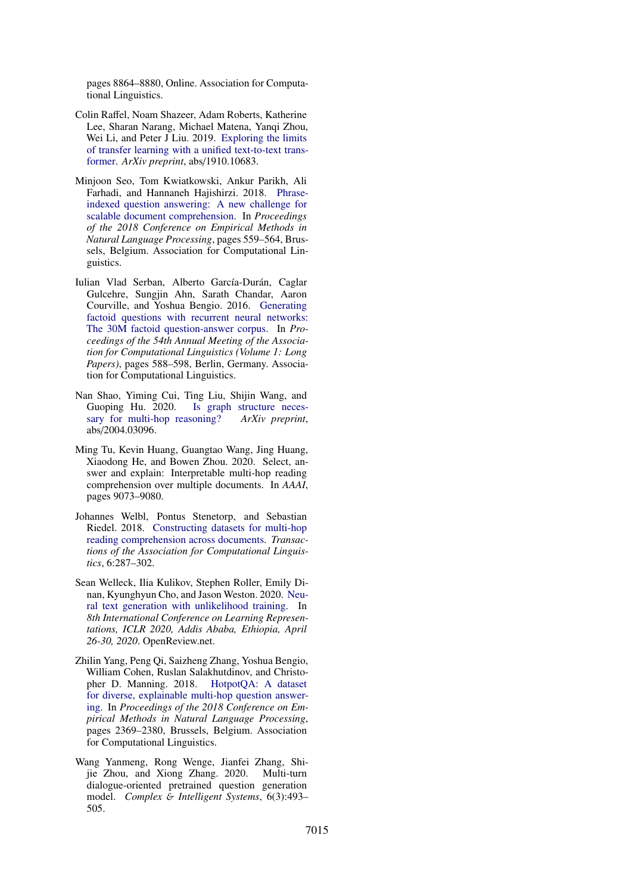pages 8864–8880, Online. Association for Computational Linguistics.

Colin Raffel, Noam Shazeer, Adam Roberts, Katherine Lee, Sharan Narang, Michael Matena, Yanqi Zhou, Wei Li, and Peter J Liu. 2019. Exploring the limits of transfer learning with a unified text-to-text transformer. *ArXiv preprint*, abs/1910.10683.

Minjoon Seo, Tom Kwiatkowski, Ankur Parikh, Ali Farhadi, and Hannaneh Hajishirzi. 2018. Phrase-indexed question answering: A new challenge for scalable document comprehension. In *Proceedings of the 2018 Conference on Empirical Methods in Natural Language Processing*, pages 559–564, Brussels, Belgium. Association for Computational Linguistics.

Iulian Vlad Serban, Alberto García-Durán, Caglar Gulcehre, Sungjin Ahn, Sarath Chandar, Aaron Courville, and Yoshua Bengio. 2016. Generating factoid questions with recurrent neural networks: The 30M factoid question-answer corpus. In *Proceedings of the 54th Annual Meeting of the Association for Computational Linguistics (Volume 1: Long Papers)*, pages 588–598, Berlin, Germany. Association for Computational Linguistics.

Nan Shao, Yiming Cui, Ting Liu, Shijin Wang, and Guoping Hu. 2020. Is graph structure necessary for multi-hop reasoning? *ArXiv preprint*, abs/2004.03096.

Ming Tu, Kevin Huang, Guangtao Wang, Jing Huang, Xiaodong He, and Bowen Zhou. 2020. Select, answer and explain: Interpretable multi-hop reading comprehension over multiple documents. In *AAAI*, pages 9073–9080.

Johannes Welbl, Pontus Stenetorp, and Sebastian Riedel. 2018. Constructing datasets for multi-hop reading comprehension across documents. *Transactions of the Association for Computational Linguistics*, 6:287–302.

Sean Welleck, Ilia Kulikov, Stephen Roller, Emily Dinan, Kyunghyun Cho, and Jason Weston. 2020. Neural text generation with unlikelihood training. In *8th International Conference on Learning Representations, ICLR 2020, Addis Ababa, Ethiopia, April 26-30, 2020*. OpenReview.net.

Zhilin Yang, Peng Qi, Saizheng Zhang, Yoshua Bengio, William Cohen, Ruslan Salakhutdinov, and Christopher D. Manning. 2018. HotpotQA: A dataset for diverse, explainable multi-hop question answering. In *Proceedings of the 2018 Conference on Empirical Methods in Natural Language Processing*, pages 2369–2380, Brussels, Belgium. Association for Computational Linguistics.

Wang Yanmeng, Rong Wenge, Jianfei Zhang, Shijie Zhou, and Xiong Zhang. 2020. Multi-turn dialogue-oriented pretrained question generation model. *Complex & Intelligent Systems*, 6(3):493–505.